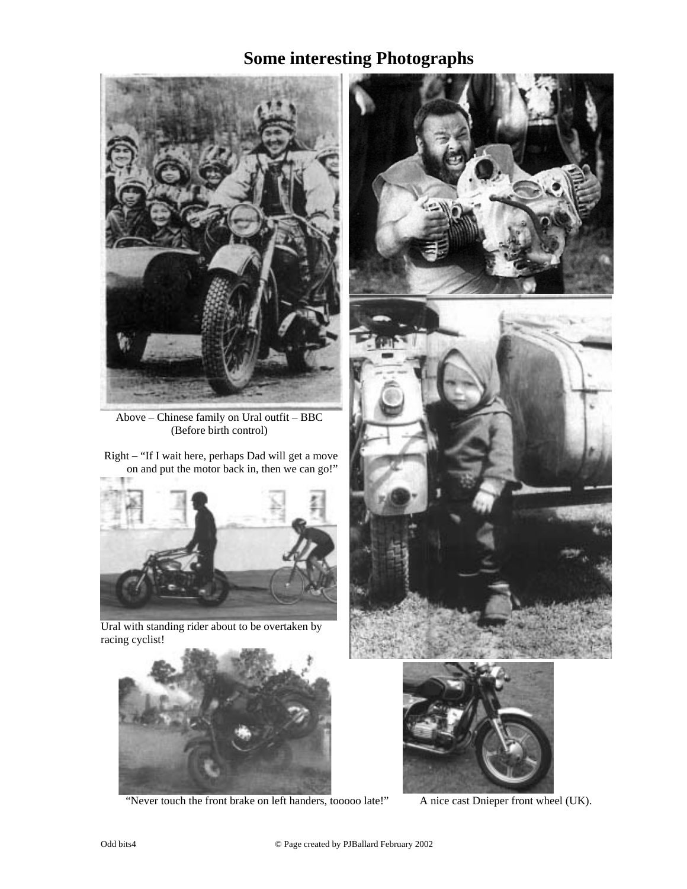# Some interesting Photographs

Above – Chinese family on Ural outfit – BBC (Before birth control)

Right – "If I wait here, perhaps Dad will get a move on and put the motor back in, then we can go!"

Ural with standing rider about to be overtaken by racing cyclist!

"Never touch the front brake on left handers, tooooo late!"

A nice cast Dnieper front wheel (UK).

Odd bits4 © Page created by PJBallard February 2002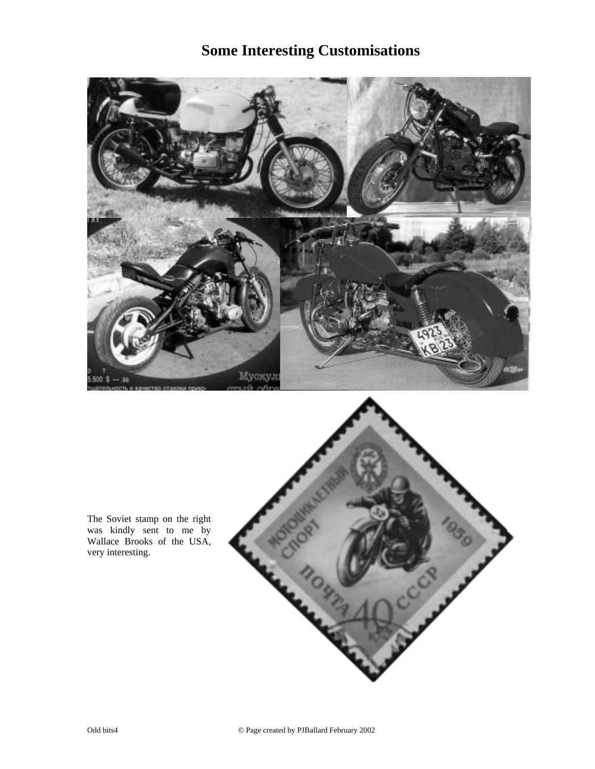# Some Interesting Customisations

The Soviet stamp on the right was kindly sent to me by Wallace Brooks of the USA, very interesting.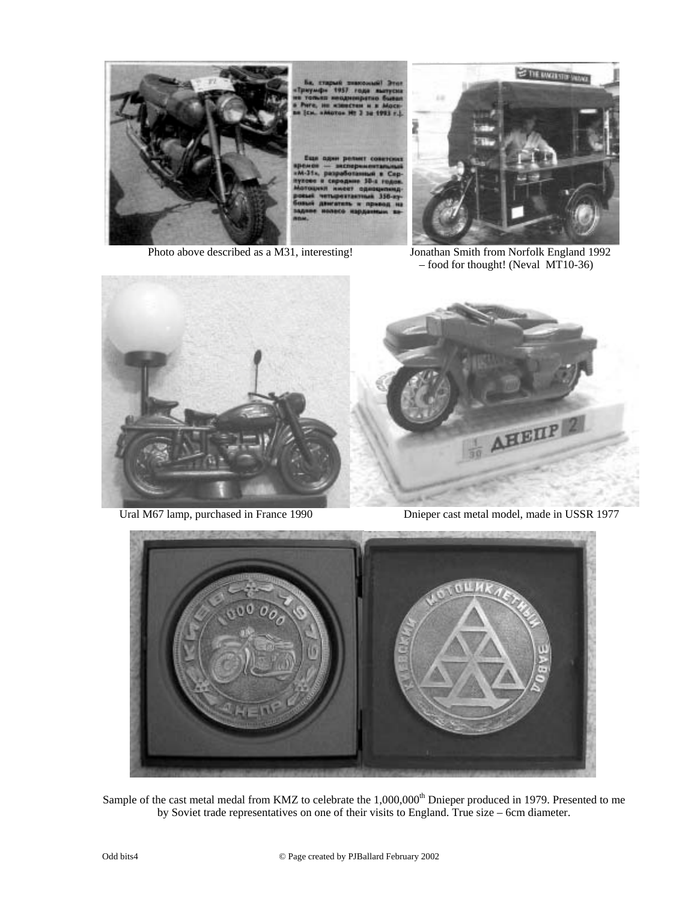Photo above described as a M31, interesting!

Jonathan Smith from Norfolk England 1992 – food for thought! (Neval MT10-36)

Ural M67 lamp, purchased in France 1990

Dnieper cast metal model, made in USSR 1977

Sample of the cast metal medal from KMZ to celebrate the 1,000,000th Dnieper produced in 1979. Presented to me by Soviet trade representatives on one of their visits to England. True size – 6cm diameter.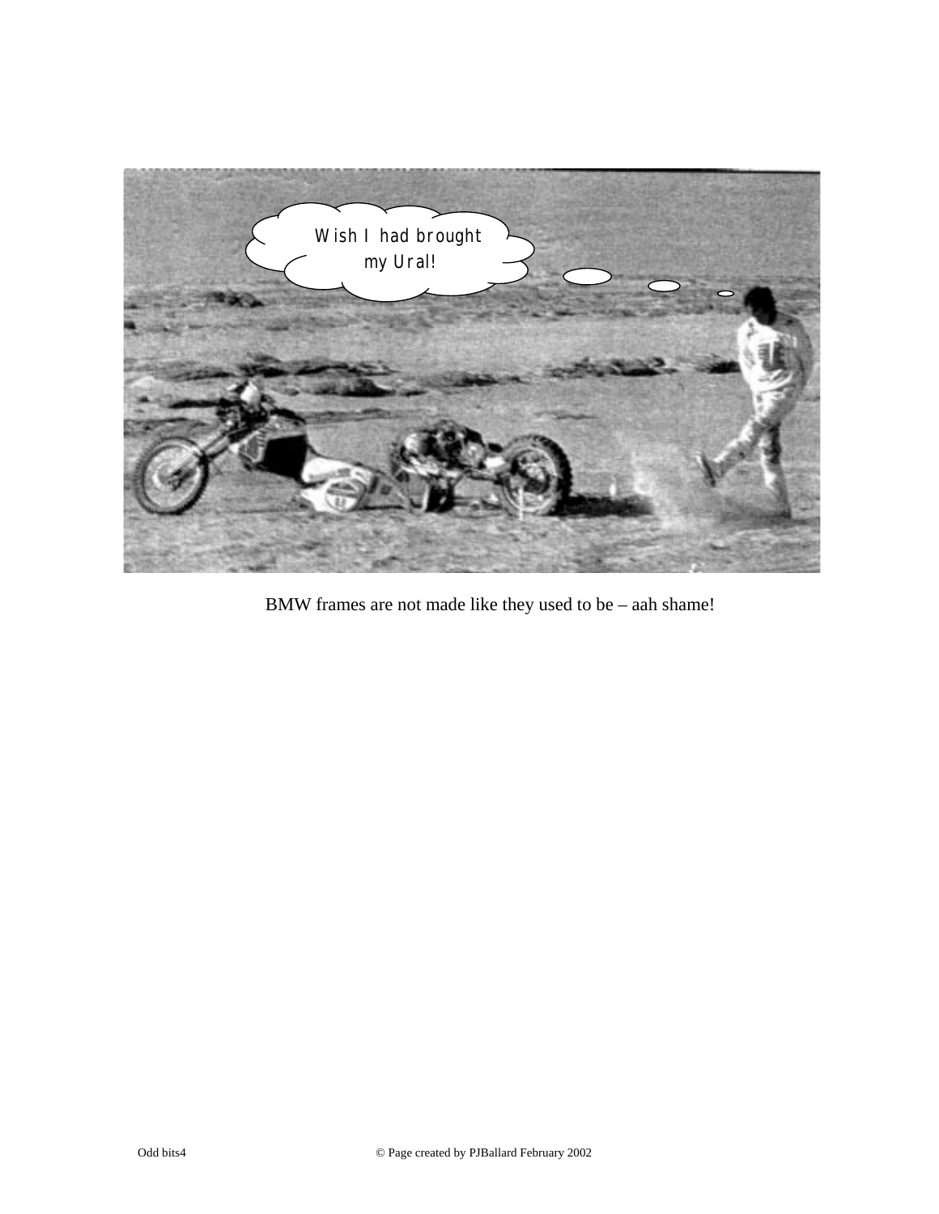BMW frames are not made like they used to be – aah shame!